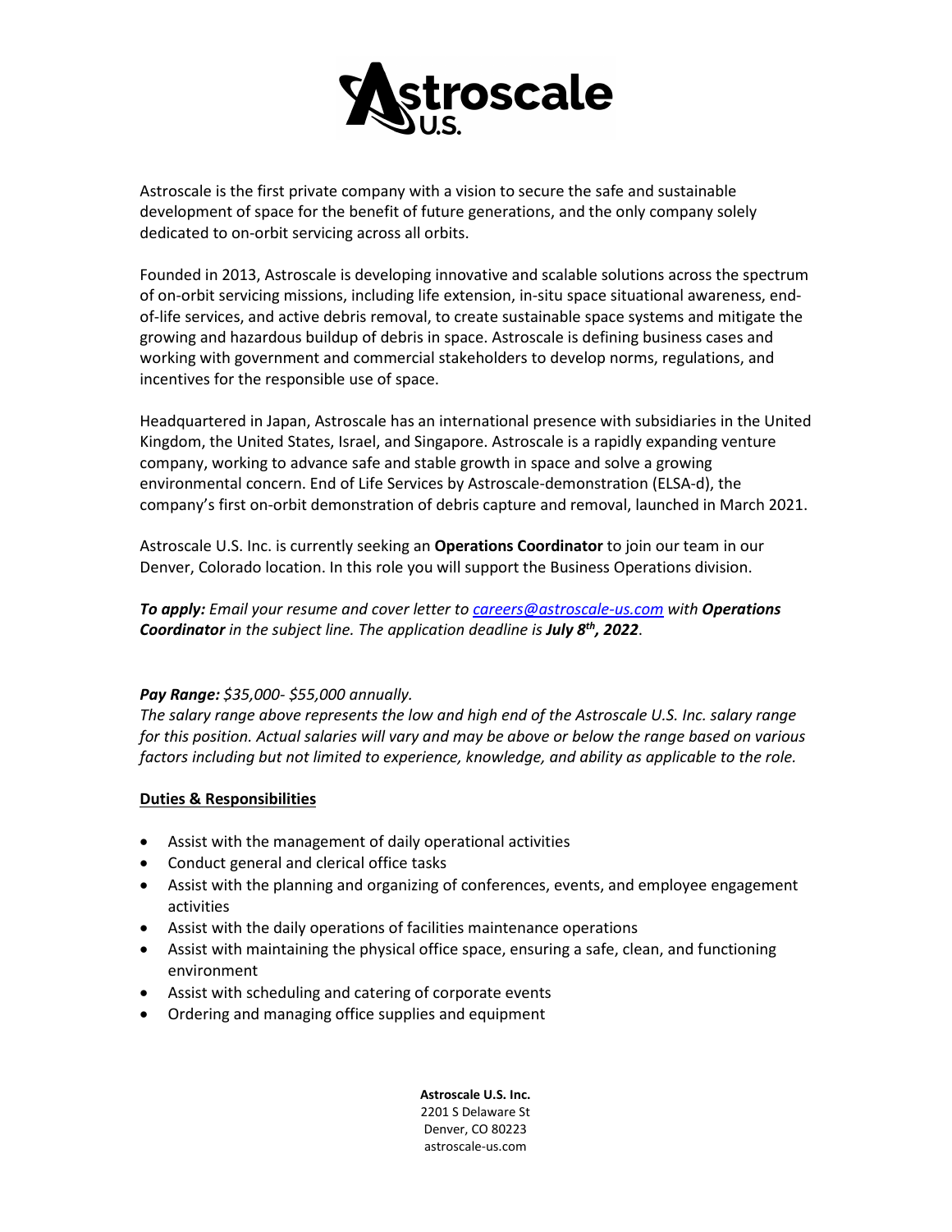Astroscale is the first private company with a vision to secure the safe and sustainable development of space for the benefit of future generations, and the only company solely dedicated to on-orbit servicing across all orbits.

Founded in 2013, Astroscale is developing innovative and scalable solutions across the spectrum of on-orbit servicing missions, including life extension, in-situ space situational awareness, end-of-life services, and active debris removal, to create sustainable space systems and mitigate the growing and hazardous buildup of debris in space. Astroscale is defining business cases and working with government and commercial stakeholders to develop norms, regulations, and incentives for the responsible use of space.

Headquartered in Japan, Astroscale has an international presence with subsidiaries in the United Kingdom, the United States, Israel, and Singapore. Astroscale is a rapidly expanding venture company, working to advance safe and stable growth in space and solve a growing environmental concern. End of Life Services by Astroscale-demonstration (ELSA-d), the company's first on-orbit demonstration of debris capture and removal, launched in March 2021.

Astroscale U.S. Inc. is currently seeking an **Operations Coordinator** to join our team in our Denver, Colorado location. In this role you will support the Business Operations division.

***To apply:*** *Email your resume and cover letter to [careers@astroscale-us.com](mailto:careers@astroscale-us.com) with* ***Operations Coordinator*** *in the subject line. The application deadline is* ***July 8th, 2022***.

***Pay Range:*** *$35,000- $55,000 annually.*
*The salary range above represents the low and high end of the Astroscale U.S. Inc. salary range for this position. Actual salaries will vary and may be above or below the range based on various factors including but not limited to experience, knowledge, and ability as applicable to the role.*

## Duties & Responsibilities

- Assist with the management of daily operational activities
- Conduct general and clerical office tasks
- Assist with the planning and organizing of conferences, events, and employee engagement activities
- Assist with the daily operations of facilities maintenance operations
- Assist with maintaining the physical office space, ensuring a safe, clean, and functioning environment
- Assist with scheduling and catering of corporate events
- Ordering and managing office supplies and equipment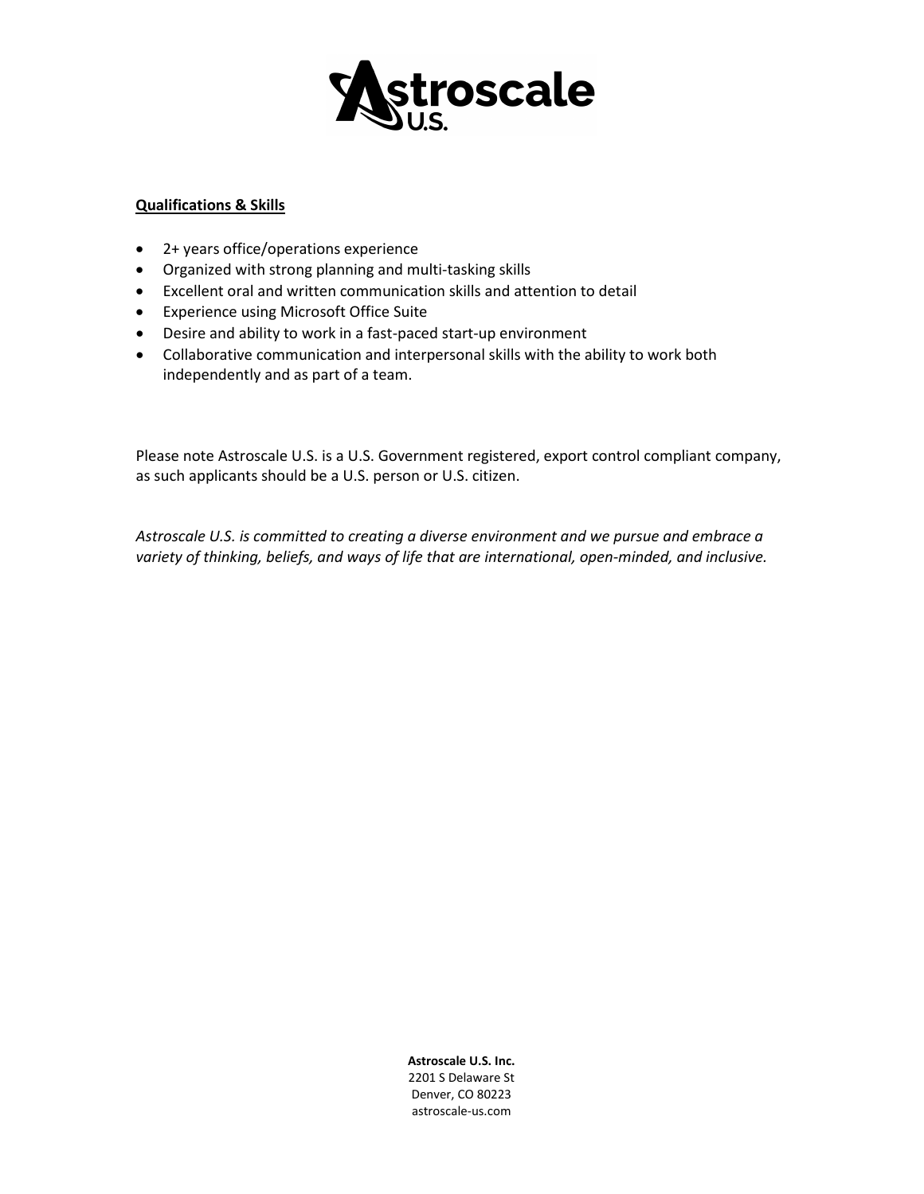**Qualifications & Skills**

- 2+ years office/operations experience
- Organized with strong planning and multi-tasking skills
- Excellent oral and written communication skills and attention to detail
- Experience using Microsoft Office Suite
- Desire and ability to work in a fast-paced start-up environment
- Collaborative communication and interpersonal skills with the ability to work both independently and as part of a team.

Please note Astroscale U.S. is a U.S. Government registered, export control compliant company, as such applicants should be a U.S. person or U.S. citizen.

*Astroscale U.S. is committed to creating a diverse environment and we pursue and embrace a variety of thinking, beliefs, and ways of life that are international, open-minded, and inclusive.*